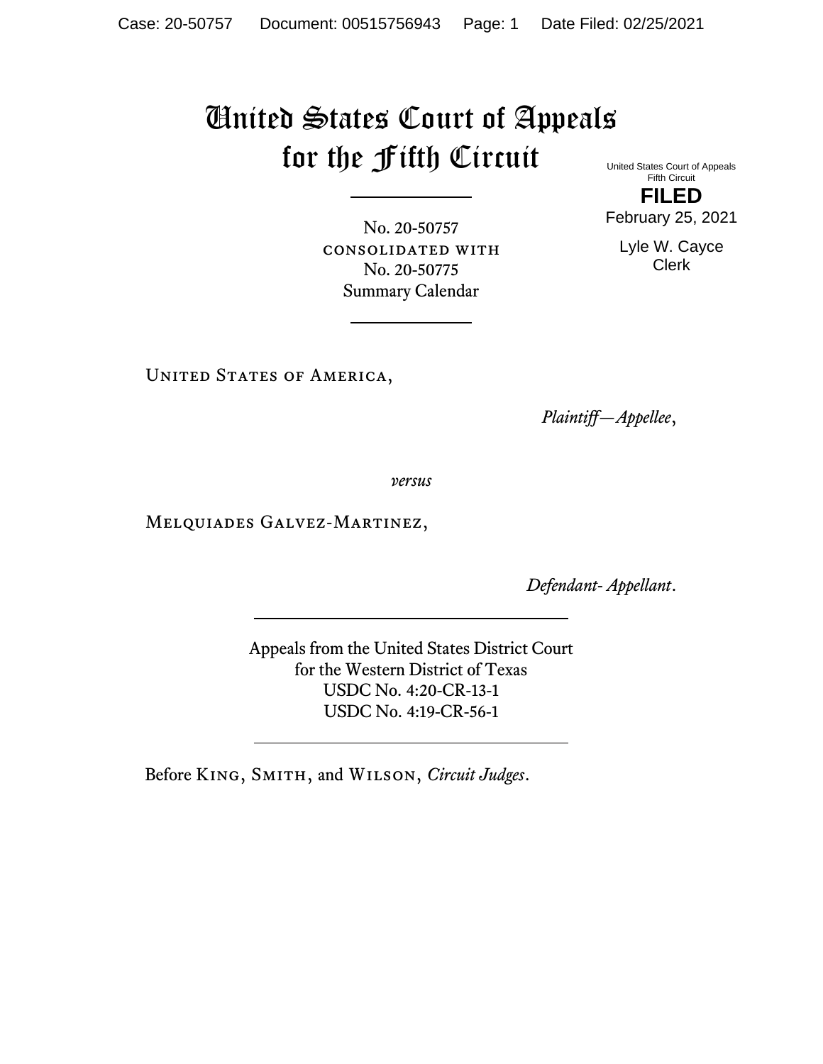# United States Court of Appeals for the Fifth Circuit

United States Court of Appeals
Fifth Circuit

**FILED**

February 25, 2021

Lyle W. Cayce
Clerk

---

No. 20-50757
CONSOLIDATED WITH
No. 20-50775
Summary Calendar

---

UNITED STATES OF AMERICA,

*Plaintiff—Appellee*,

*versus*

MELQUIADES GALVEZ-MARTINEZ,

*Defendant- Appellant*.

---

Appeals from the United States District Court
for the Western District of Texas
USDC No. 4:20-CR-13-1
USDC No. 4:19-CR-56-1

---

Before KING, SMITH, and WILSON, *Circuit Judges*.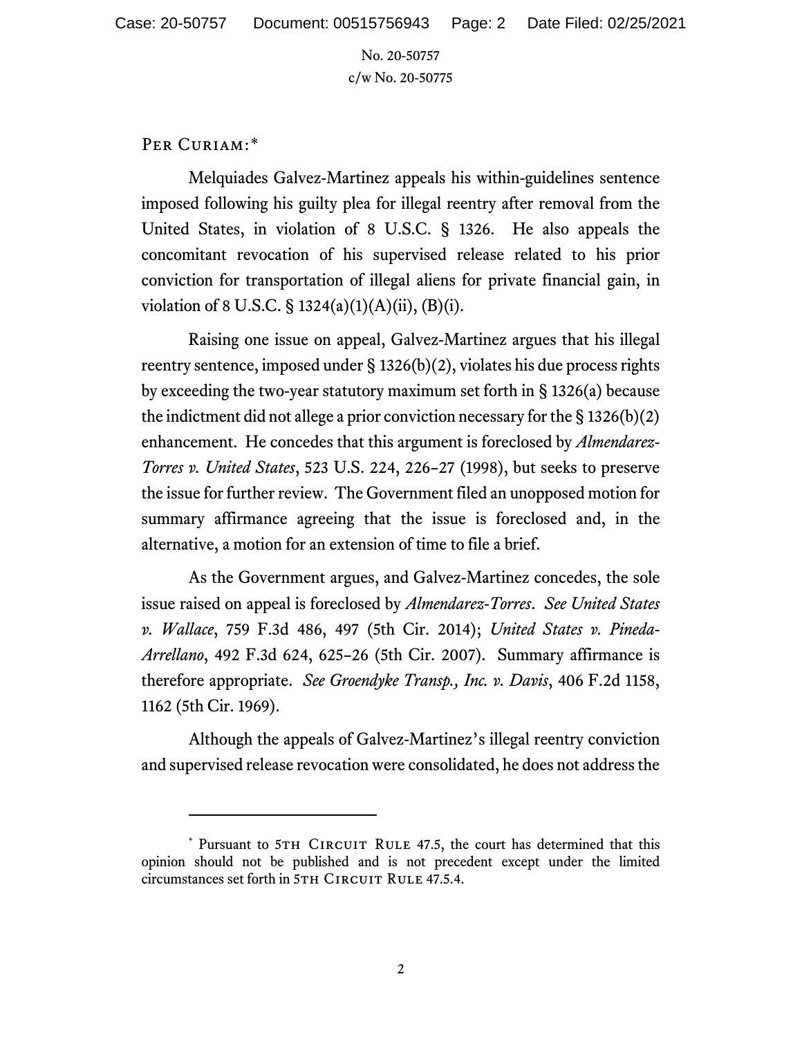No. 20-50757
c/w No. 20-50775

PER CURIAM:*

Melquiades Galvez-Martinez appeals his within-guidelines sentence imposed following his guilty plea for illegal reentry after removal from the United States, in violation of 8 U.S.C. § 1326. He also appeals the concomitant revocation of his supervised release related to his prior conviction for transportation of illegal aliens for private financial gain, in violation of 8 U.S.C. § 1324(a)(1)(A)(ii), (B)(i).

Raising one issue on appeal, Galvez-Martinez argues that his illegal reentry sentence, imposed under § 1326(b)(2), violates his due process rights by exceeding the two-year statutory maximum set forth in § 1326(a) because the indictment did not allege a prior conviction necessary for the § 1326(b)(2) enhancement. He concedes that this argument is foreclosed by *Almendarez-Torres v. United States*, 523 U.S. 224, 226–27 (1998), but seeks to preserve the issue for further review. The Government filed an unopposed motion for summary affirmance agreeing that the issue is foreclosed and, in the alternative, a motion for an extension of time to file a brief.

As the Government argues, and Galvez-Martinez concedes, the sole issue raised on appeal is foreclosed by *Almendarez-Torres*. *See United States v. Wallace*, 759 F.3d 486, 497 (5th Cir. 2014); *United States v. Pineda-Arrellano*, 492 F.3d 624, 625–26 (5th Cir. 2007). Summary affirmance is therefore appropriate. *See Groendyke Transp., Inc. v. Davis*, 406 F.2d 1158, 1162 (5th Cir. 1969).

Although the appeals of Galvez-Martinez's illegal reentry conviction and supervised release revocation were consolidated, he does not address the

---

\* Pursuant to 5TH CIRCUIT RULE 47.5, the court has determined that this opinion should not be published and is not precedent except under the limited circumstances set forth in 5TH CIRCUIT RULE 47.5.4.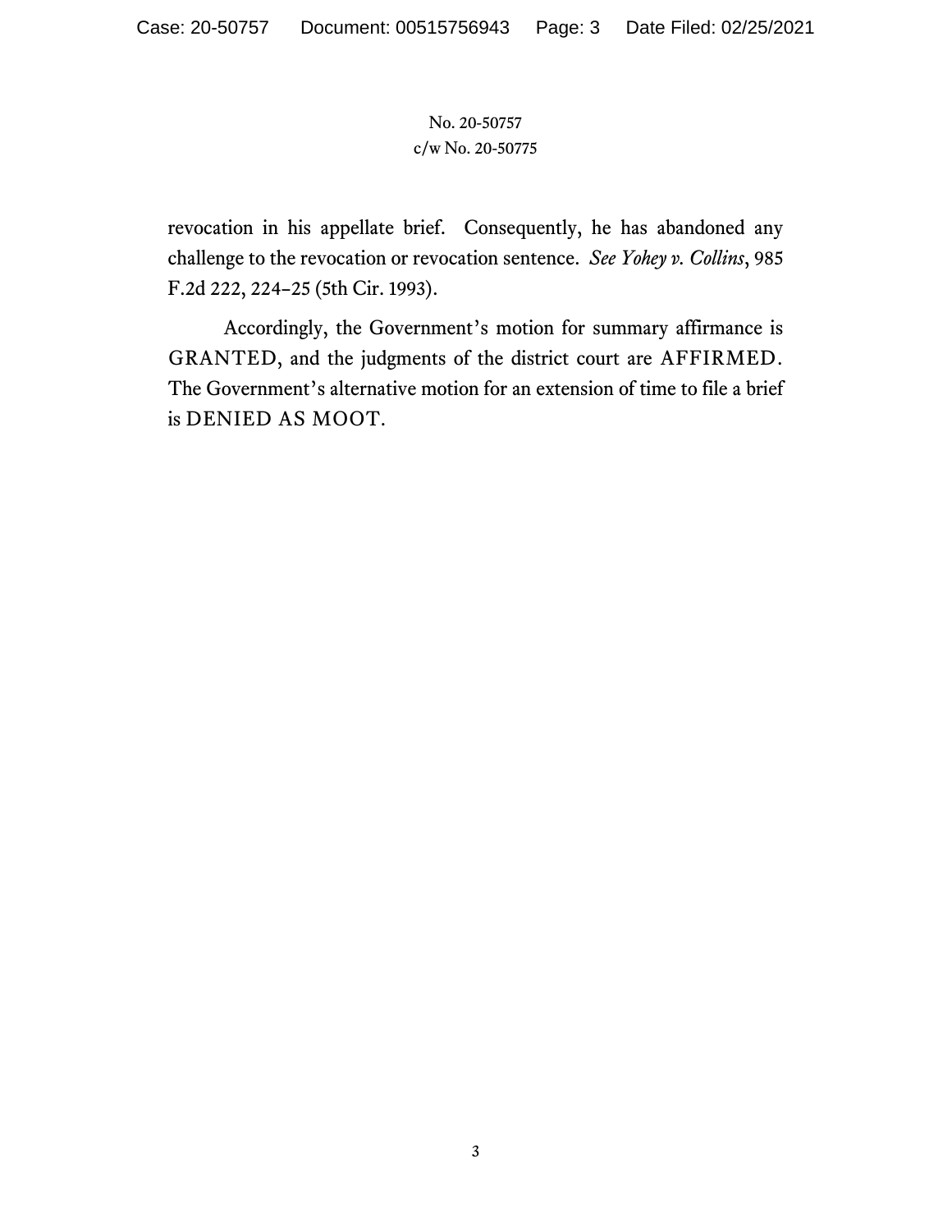revocation in his appellate brief. Consequently, he has abandoned any challenge to the revocation or revocation sentence. *See Yohey v. Collins*, 985 F.2d 222, 224–25 (5th Cir. 1993).

Accordingly, the Government's motion for summary affirmance is GRANTED, and the judgments of the district court are AFFIRMED. The Government's alternative motion for an extension of time to file a brief is DENIED AS MOOT.